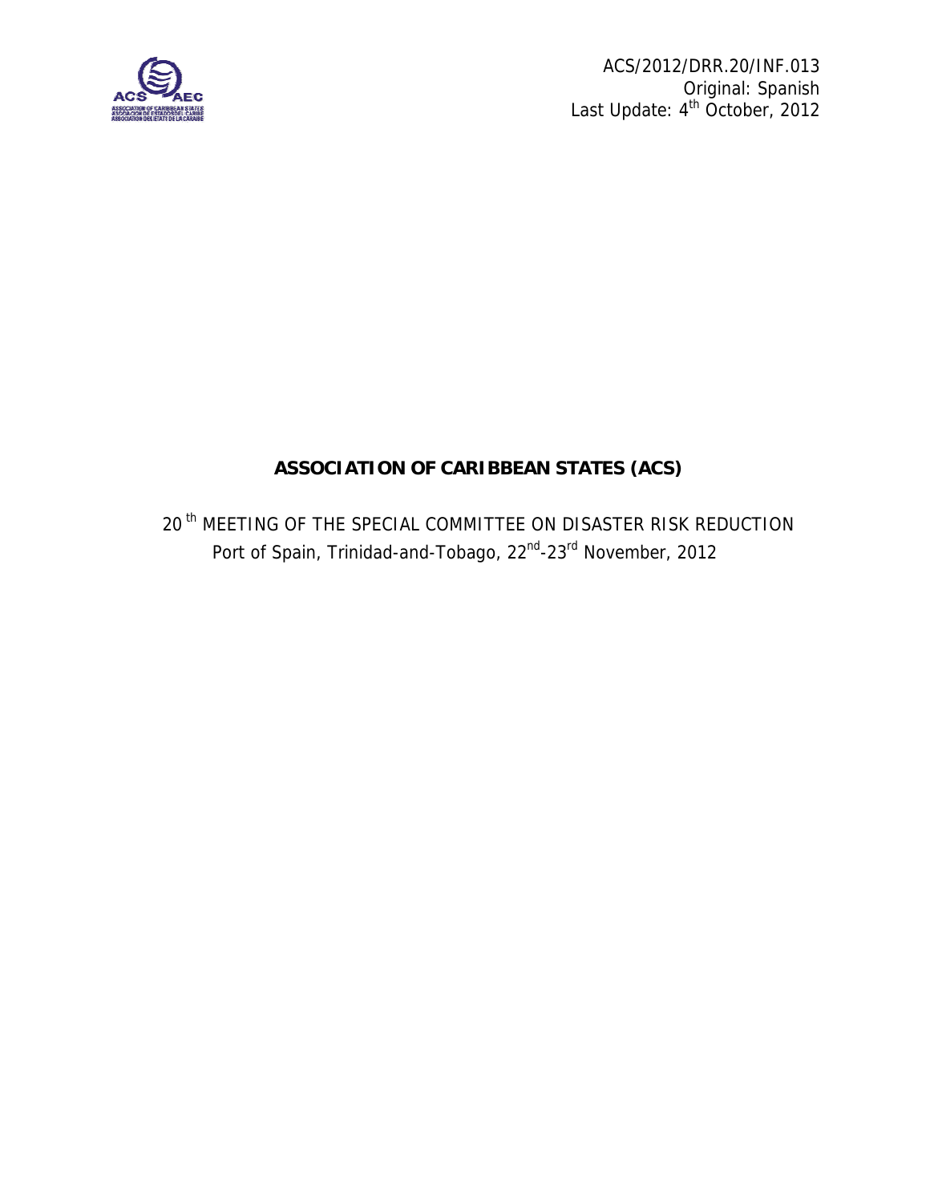ACS/2012/DRR.20/INF.013
Original: Spanish
Last Update: 4th October, 2012

# ASSOCIATION OF CARIBBEAN STATES (ACS)

20th MEETING OF THE SPECIAL COMMITTEE ON DISASTER RISK REDUCTION
Port of Spain, Trinidad-and-Tobago, 22nd-23rd November, 2012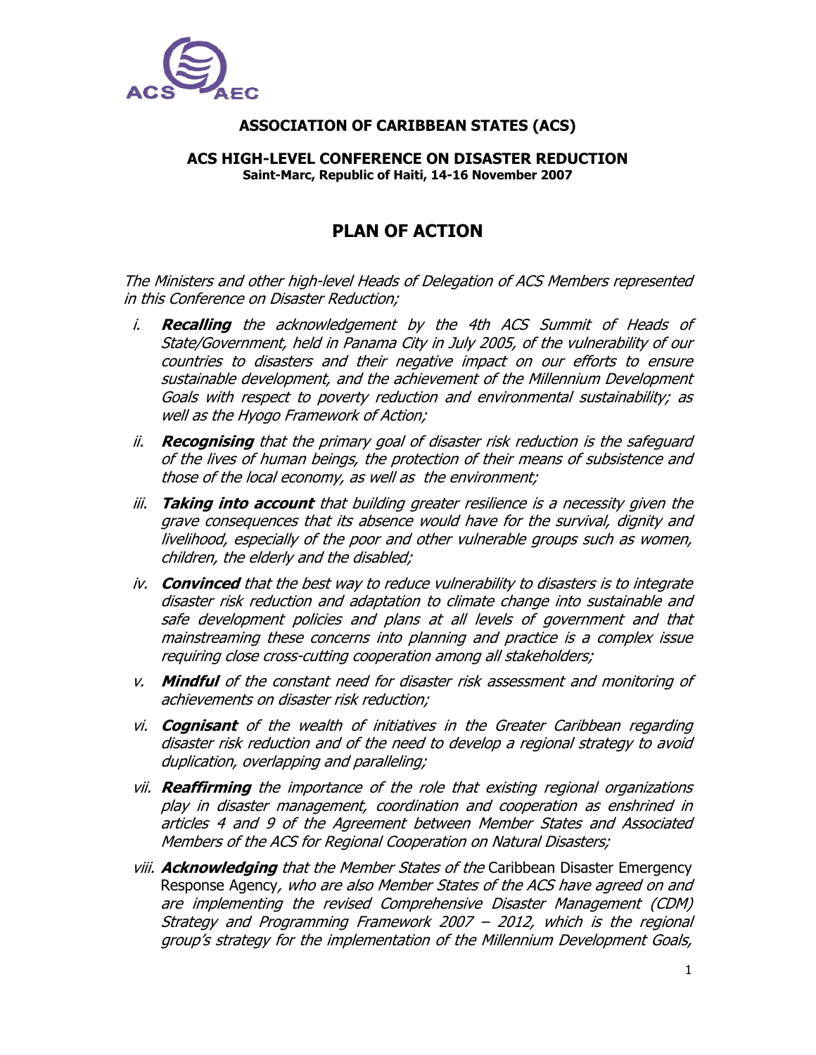**ASSOCIATION OF CARIBBEAN STATES (ACS)**

**ACS HIGH-LEVEL CONFERENCE ON DISASTER REDUCTION**
**Saint-Marc, Republic of Haiti, 14-16 November 2007**

# PLAN OF ACTION

*The Ministers and other high-level Heads of Delegation of ACS Members represented in this Conference on Disaster Reduction;*

i. ***Recalling*** *the acknowledgement by the 4th ACS Summit of Heads of State/Government, held in Panama City in July 2005, of the vulnerability of our countries to disasters and their negative impact on our efforts to ensure sustainable development, and the achievement of the Millennium Development Goals with respect to poverty reduction and environmental sustainability; as well as the Hyogo Framework of Action;*

ii. ***Recognising*** *that the primary goal of disaster risk reduction is the safeguard of the lives of human beings, the protection of their means of subsistence and those of the local economy, as well as the environment;*

iii. ***Taking into account*** *that building greater resilience is a necessity given the grave consequences that its absence would have for the survival, dignity and livelihood, especially of the poor and other vulnerable groups such as women, children, the elderly and the disabled;*

iv. ***Convinced*** *that the best way to reduce vulnerability to disasters is to integrate disaster risk reduction and adaptation to climate change into sustainable and safe development policies and plans at all levels of government and that mainstreaming these concerns into planning and practice is a complex issue requiring close cross-cutting cooperation among all stakeholders;*

v. ***Mindful*** *of the constant need for disaster risk assessment and monitoring of achievements on disaster risk reduction;*

vi. ***Cognisant*** *of the wealth of initiatives in the Greater Caribbean regarding disaster risk reduction and of the need to develop a regional strategy to avoid duplication, overlapping and paralleling;*

vii. ***Reaffirming*** *the importance of the role that existing regional organizations play in disaster management, coordination and cooperation as enshrined in articles 4 and 9 of the Agreement between Member States and Associated Members of the ACS for Regional Cooperation on Natural Disasters;*

viii. ***Acknowledging*** *that the Member States of the* Caribbean Disaster Emergency Response Agency*, who are also Member States of the ACS have agreed on and are implementing the revised Comprehensive Disaster Management (CDM) Strategy and Programming Framework 2007 – 2012, which is the regional group's strategy for the implementation of the Millennium Development Goals,*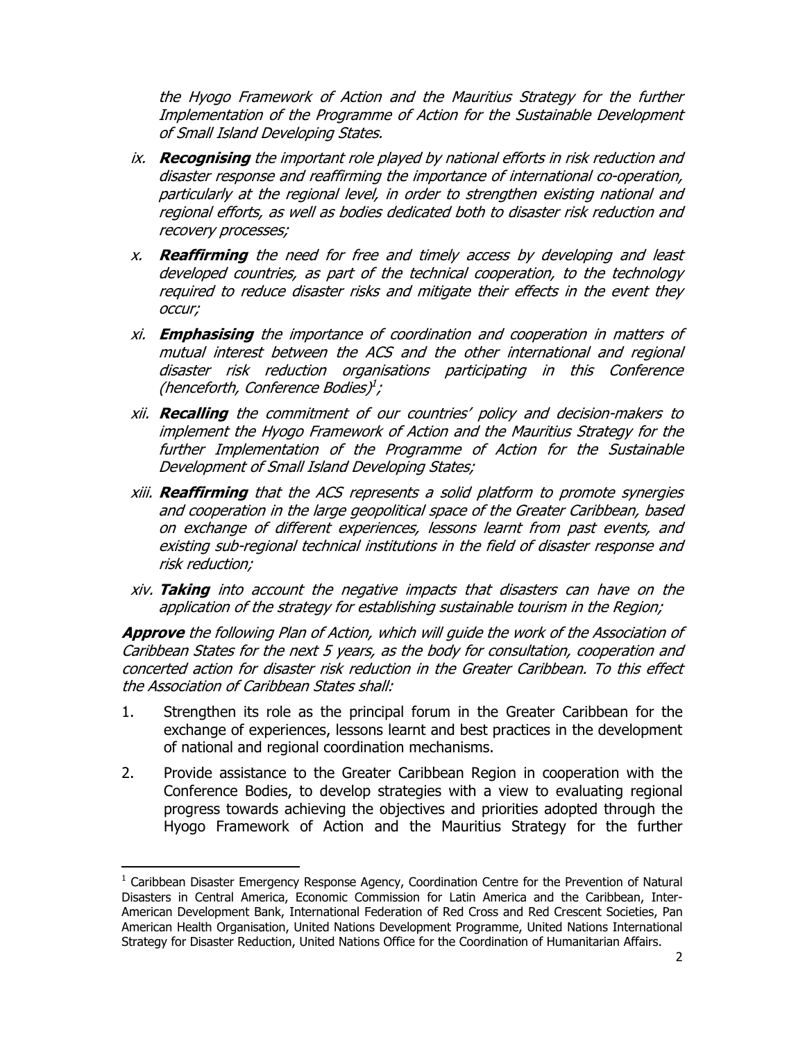*the Hyogo Framework of Action and the Mauritius Strategy for the further Implementation of the Programme of Action for the Sustainable Development of Small Island Developing States.*

ix. ***Recognising** the important role played by national efforts in risk reduction and disaster response and reaffirming the importance of international co-operation, particularly at the regional level, in order to strengthen existing national and regional efforts, as well as bodies dedicated both to disaster risk reduction and recovery processes;*

x. ***Reaffirming** the need for free and timely access by developing and least developed countries, as part of the technical cooperation, to the technology required to reduce disaster risks and mitigate their effects in the event they occur;*

xi. ***Emphasising** the importance of coordination and cooperation in matters of mutual interest between the ACS and the other international and regional disaster risk reduction organisations participating in this Conference (henceforth, Conference Bodies)*[1]*;*

xii. ***Recalling** the commitment of our countries' policy and decision-makers to implement the Hyogo Framework of Action and the Mauritius Strategy for the further Implementation of the Programme of Action for the Sustainable Development of Small Island Developing States;*

xiii. ***Reaffirming** that the ACS represents a solid platform to promote synergies and cooperation in the large geopolitical space of the Greater Caribbean, based on exchange of different experiences, lessons learnt from past events, and existing sub-regional technical institutions in the field of disaster response and risk reduction;*

xiv. ***Taking** into account the negative impacts that disasters can have on the application of the strategy for establishing sustainable tourism in the Region;*

***Approve** the following Plan of Action, which will guide the work of the Association of Caribbean States for the next 5 years, as the body for consultation, cooperation and concerted action for disaster risk reduction in the Greater Caribbean. To this effect the Association of Caribbean States shall:*

1. Strengthen its role as the principal forum in the Greater Caribbean for the exchange of experiences, lessons learnt and best practices in the development of national and regional coordination mechanisms.

2. Provide assistance to the Greater Caribbean Region in cooperation with the Conference Bodies, to develop strategies with a view to evaluating regional progress towards achieving the objectives and priorities adopted through the Hyogo Framework of Action and the Mauritius Strategy for the further

[1] Caribbean Disaster Emergency Response Agency, Coordination Centre for the Prevention of Natural Disasters in Central America, Economic Commission for Latin America and the Caribbean, Inter-American Development Bank, International Federation of Red Cross and Red Crescent Societies, Pan American Health Organisation, United Nations Development Programme, United Nations International Strategy for Disaster Reduction, United Nations Office for the Coordination of Humanitarian Affairs.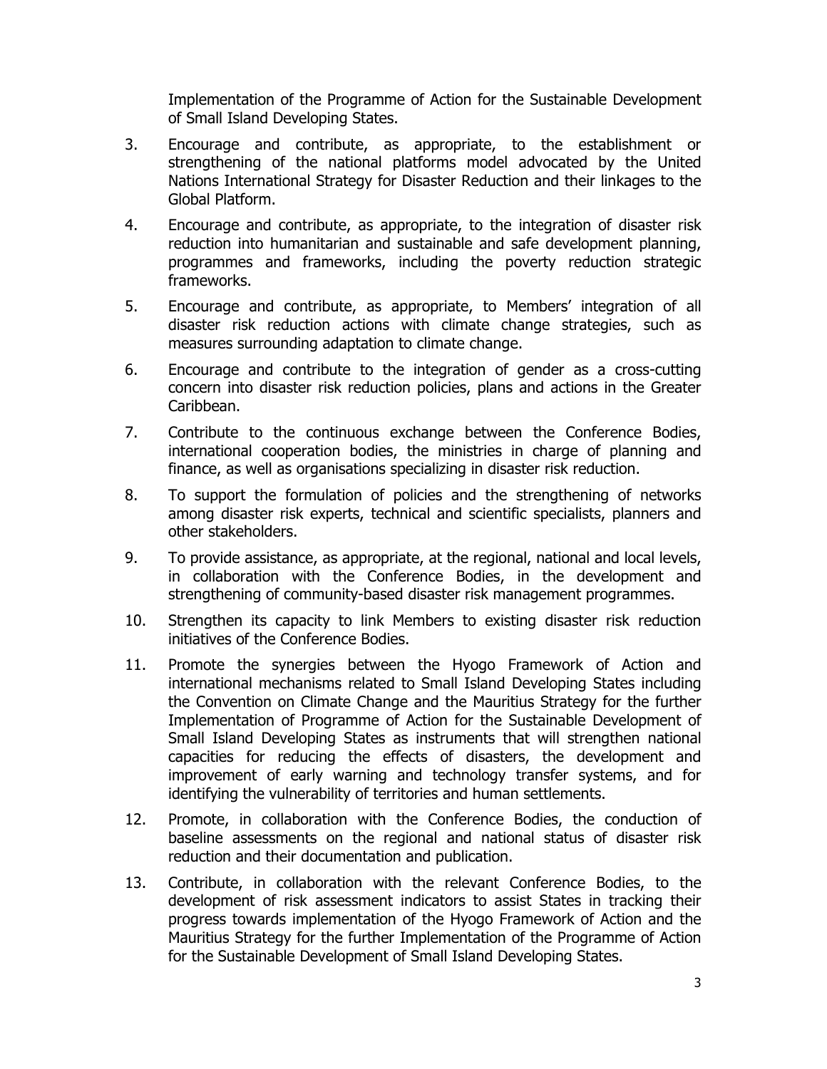Implementation of the Programme of Action for the Sustainable Development of Small Island Developing States.

3. Encourage and contribute, as appropriate, to the establishment or strengthening of the national platforms model advocated by the United Nations International Strategy for Disaster Reduction and their linkages to the Global Platform.

4. Encourage and contribute, as appropriate, to the integration of disaster risk reduction into humanitarian and sustainable and safe development planning, programmes and frameworks, including the poverty reduction strategic frameworks.

5. Encourage and contribute, as appropriate, to Members' integration of all disaster risk reduction actions with climate change strategies, such as measures surrounding adaptation to climate change.

6. Encourage and contribute to the integration of gender as a cross-cutting concern into disaster risk reduction policies, plans and actions in the Greater Caribbean.

7. Contribute to the continuous exchange between the Conference Bodies, international cooperation bodies, the ministries in charge of planning and finance, as well as organisations specializing in disaster risk reduction.

8. To support the formulation of policies and the strengthening of networks among disaster risk experts, technical and scientific specialists, planners and other stakeholders.

9. To provide assistance, as appropriate, at the regional, national and local levels, in collaboration with the Conference Bodies, in the development and strengthening of community-based disaster risk management programmes.

10. Strengthen its capacity to link Members to existing disaster risk reduction initiatives of the Conference Bodies.

11. Promote the synergies between the Hyogo Framework of Action and international mechanisms related to Small Island Developing States including the Convention on Climate Change and the Mauritius Strategy for the further Implementation of Programme of Action for the Sustainable Development of Small Island Developing States as instruments that will strengthen national capacities for reducing the effects of disasters, the development and improvement of early warning and technology transfer systems, and for identifying the vulnerability of territories and human settlements.

12. Promote, in collaboration with the Conference Bodies, the conduction of baseline assessments on the regional and national status of disaster risk reduction and their documentation and publication.

13. Contribute, in collaboration with the relevant Conference Bodies, to the development of risk assessment indicators to assist States in tracking their progress towards implementation of the Hyogo Framework of Action and the Mauritius Strategy for the further Implementation of the Programme of Action for the Sustainable Development of Small Island Developing States.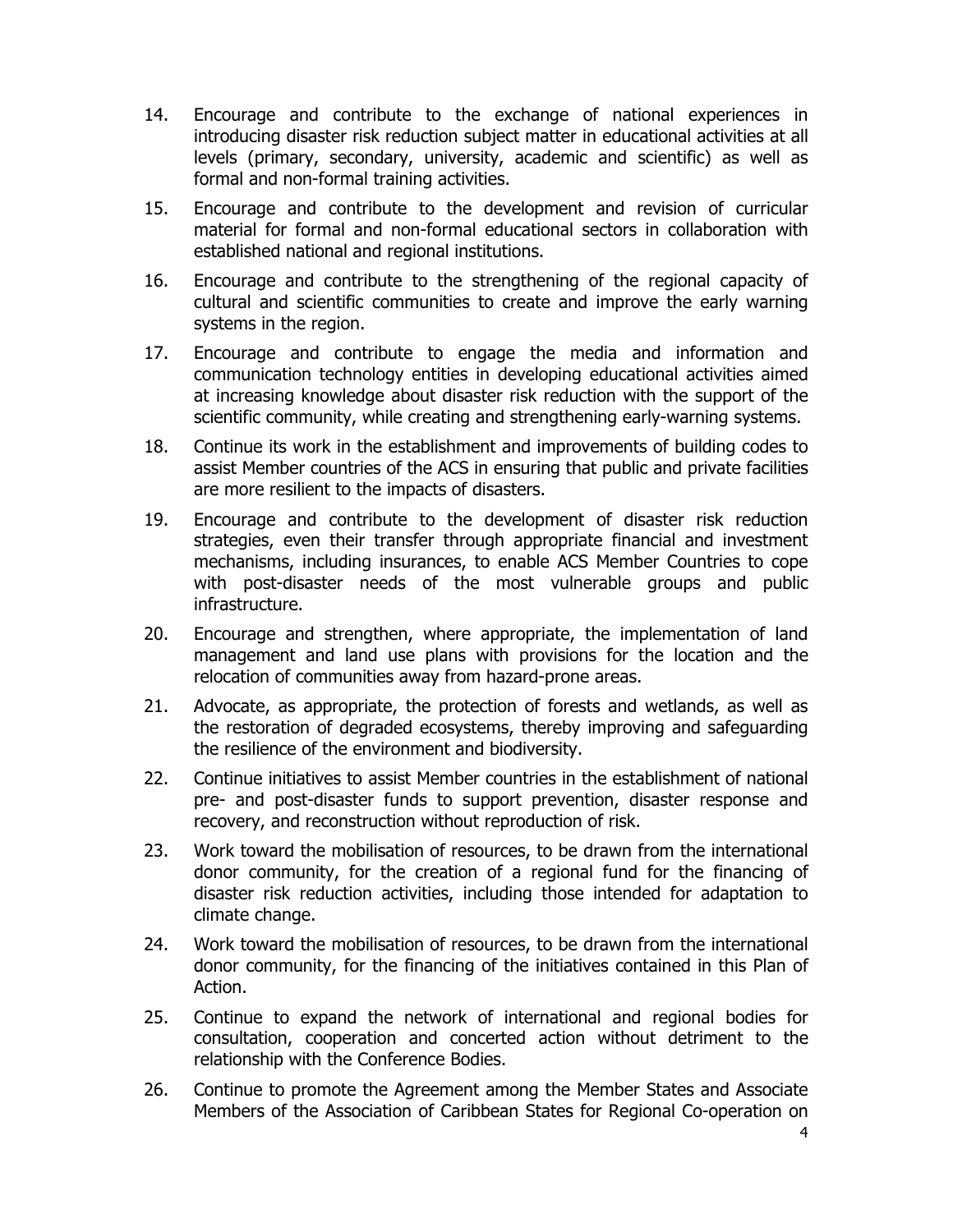14. Encourage and contribute to the exchange of national experiences in introducing disaster risk reduction subject matter in educational activities at all levels (primary, secondary, university, academic and scientific) as well as formal and non-formal training activities.

15. Encourage and contribute to the development and revision of curricular material for formal and non-formal educational sectors in collaboration with established national and regional institutions.

16. Encourage and contribute to the strengthening of the regional capacity of cultural and scientific communities to create and improve the early warning systems in the region.

17. Encourage and contribute to engage the media and information and communication technology entities in developing educational activities aimed at increasing knowledge about disaster risk reduction with the support of the scientific community, while creating and strengthening early-warning systems.

18. Continue its work in the establishment and improvements of building codes to assist Member countries of the ACS in ensuring that public and private facilities are more resilient to the impacts of disasters.

19. Encourage and contribute to the development of disaster risk reduction strategies, even their transfer through appropriate financial and investment mechanisms, including insurances, to enable ACS Member Countries to cope with post-disaster needs of the most vulnerable groups and public infrastructure.

20. Encourage and strengthen, where appropriate, the implementation of land management and land use plans with provisions for the location and the relocation of communities away from hazard-prone areas.

21. Advocate, as appropriate, the protection of forests and wetlands, as well as the restoration of degraded ecosystems, thereby improving and safeguarding the resilience of the environment and biodiversity.

22. Continue initiatives to assist Member countries in the establishment of national pre- and post-disaster funds to support prevention, disaster response and recovery, and reconstruction without reproduction of risk.

23. Work toward the mobilisation of resources, to be drawn from the international donor community, for the creation of a regional fund for the financing of disaster risk reduction activities, including those intended for adaptation to climate change.

24. Work toward the mobilisation of resources, to be drawn from the international donor community, for the financing of the initiatives contained in this Plan of Action.

25. Continue to expand the network of international and regional bodies for consultation, cooperation and concerted action without detriment to the relationship with the Conference Bodies.

26. Continue to promote the Agreement among the Member States and Associate Members of the Association of Caribbean States for Regional Co-operation on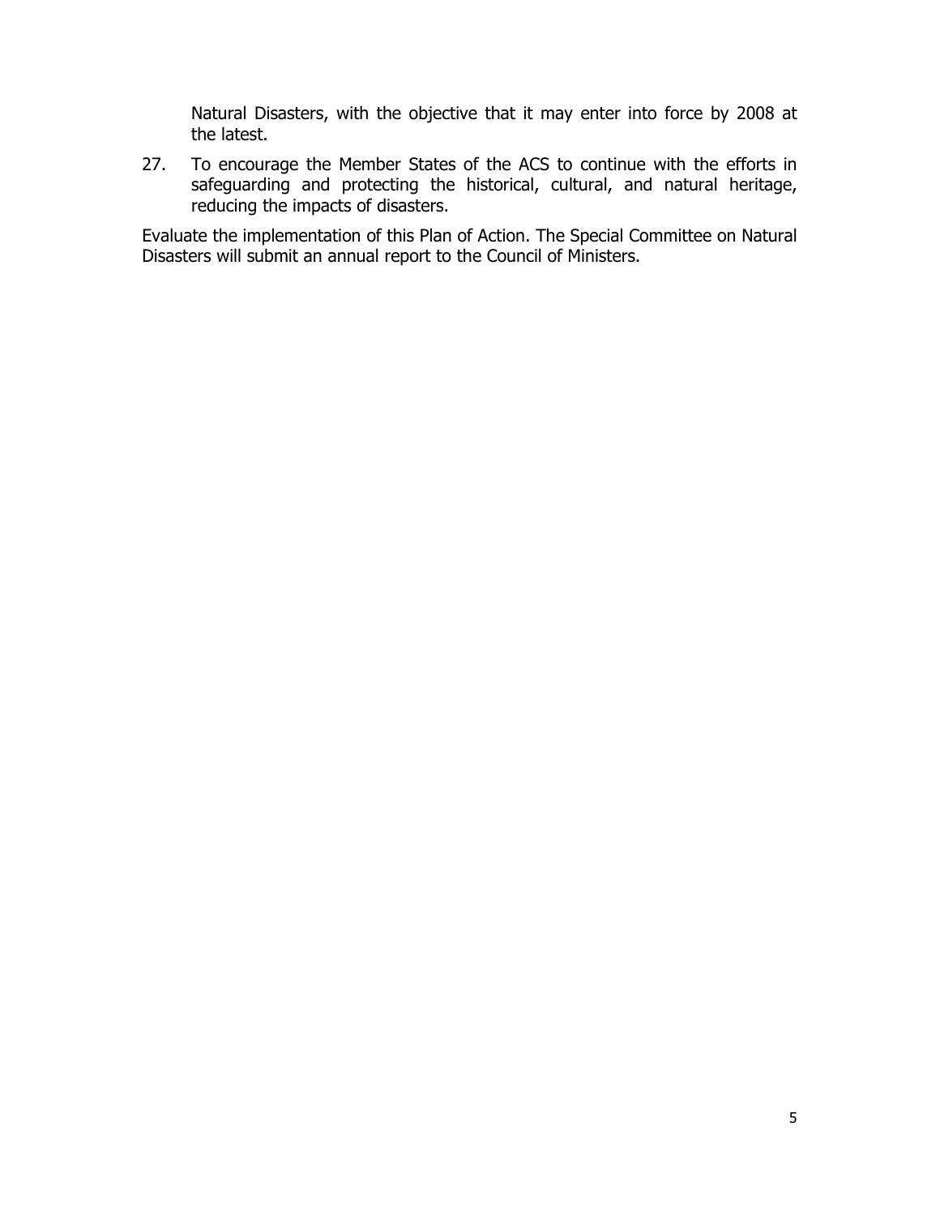Natural Disasters, with the objective that it may enter into force by 2008 at the latest.

27. To encourage the Member States of the ACS to continue with the efforts in safeguarding and protecting the historical, cultural, and natural heritage, reducing the impacts of disasters.

Evaluate the implementation of this Plan of Action. The Special Committee on Natural Disasters will submit an annual report to the Council of Ministers.